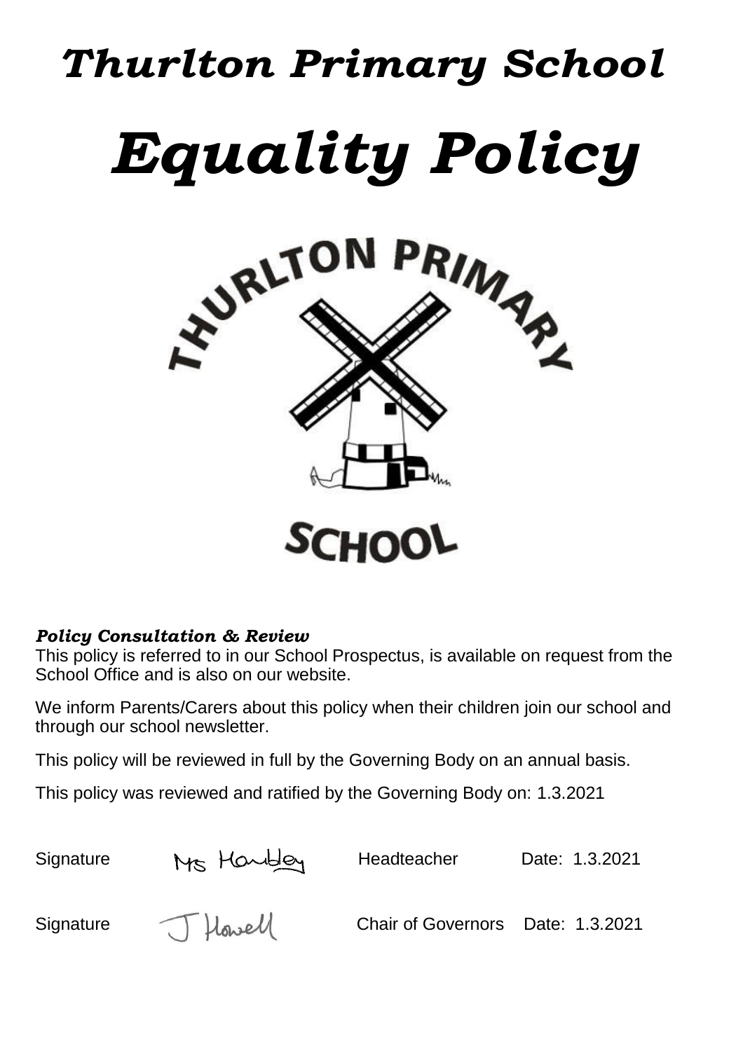# *Thurlton Primary School*

# *Equality Policy*

THURLTON PRIMARY

SCHOOL

***Policy Consultation & Review***

This policy is referred to in our School Prospectus, is available on request from the School Office and is also on our website.

We inform Parents/Carers about this policy when their children join our school and through our school newsletter.

This policy will be reviewed in full by the Governing Body on an annual basis.

This policy was reviewed and ratified by the Governing Body on: 1.3.2021

| Signature | Ms Hawbley | Headteacher | Date: 1.3.2021 |
|---|---|---|---|
| Signature | J Howell | Chair of Governors | Date: 1.3.2021 |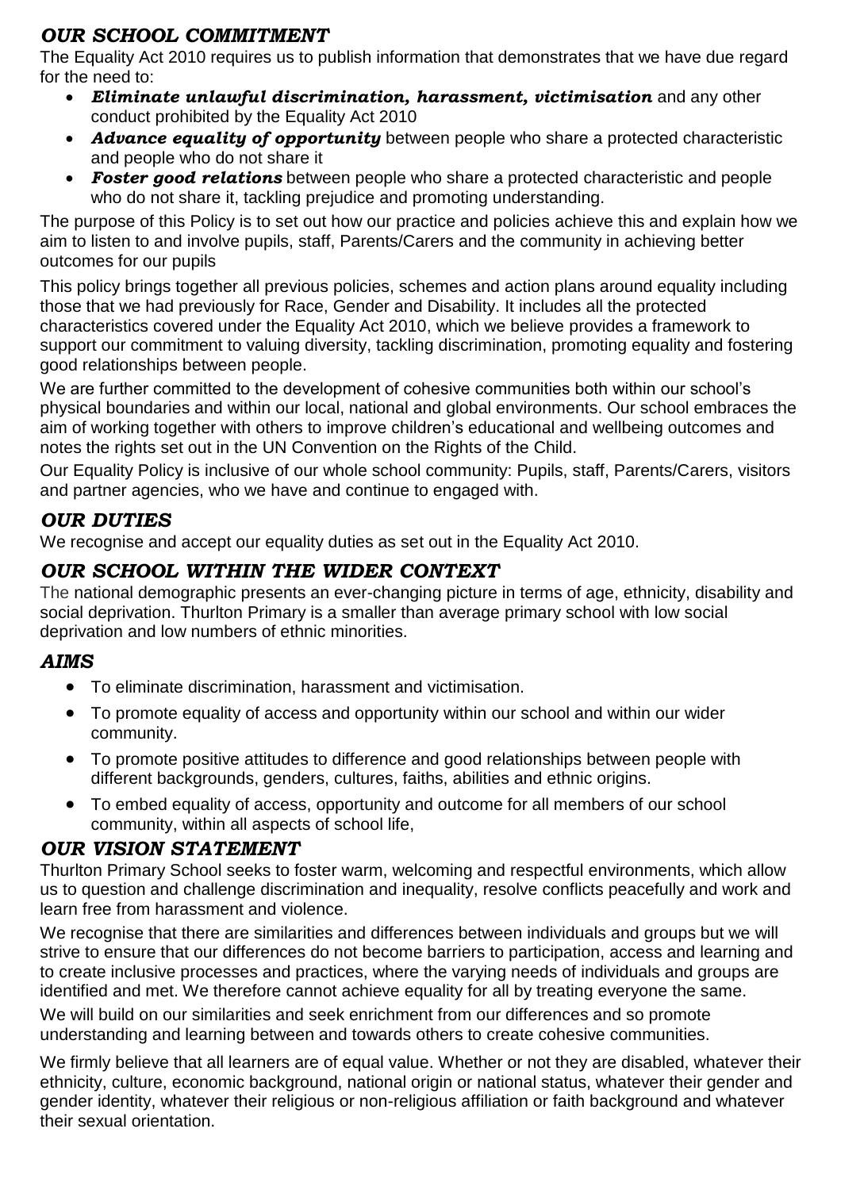## *OUR SCHOOL COMMITMENT*

The Equality Act 2010 requires us to publish information that demonstrates that we have due regard for the need to:

- ***Eliminate unlawful discrimination, harassment, victimisation*** and any other conduct prohibited by the Equality Act 2010
- ***Advance equality of opportunity*** between people who share a protected characteristic and people who do not share it
- ***Foster good relations*** between people who share a protected characteristic and people who do not share it, tackling prejudice and promoting understanding.

The purpose of this Policy is to set out how our practice and policies achieve this and explain how we aim to listen to and involve pupils, staff, Parents/Carers and the community in achieving better outcomes for our pupils

This policy brings together all previous policies, schemes and action plans around equality including those that we had previously for Race, Gender and Disability. It includes all the protected characteristics covered under the Equality Act 2010, which we believe provides a framework to support our commitment to valuing diversity, tackling discrimination, promoting equality and fostering good relationships between people.

We are further committed to the development of cohesive communities both within our school's physical boundaries and within our local, national and global environments. Our school embraces the aim of working together with others to improve children's educational and wellbeing outcomes and notes the rights set out in the UN Convention on the Rights of the Child.

Our Equality Policy is inclusive of our whole school community: Pupils, staff, Parents/Carers, visitors and partner agencies, who we have and continue to engaged with.

## *OUR DUTIES*

We recognise and accept our equality duties as set out in the Equality Act 2010.

## *OUR SCHOOL WITHIN THE WIDER CONTEXT*

The national demographic presents an ever-changing picture in terms of age, ethnicity, disability and social deprivation. Thurlton Primary is a smaller than average primary school with low social deprivation and low numbers of ethnic minorities.

## *AIMS*

- To eliminate discrimination, harassment and victimisation.
- To promote equality of access and opportunity within our school and within our wider community.
- To promote positive attitudes to difference and good relationships between people with different backgrounds, genders, cultures, faiths, abilities and ethnic origins.
- To embed equality of access, opportunity and outcome for all members of our school community, within all aspects of school life,

## *OUR VISION STATEMENT*

Thurlton Primary School seeks to foster warm, welcoming and respectful environments, which allow us to question and challenge discrimination and inequality, resolve conflicts peacefully and work and learn free from harassment and violence.

We recognise that there are similarities and differences between individuals and groups but we will strive to ensure that our differences do not become barriers to participation, access and learning and to create inclusive processes and practices, where the varying needs of individuals and groups are identified and met. We therefore cannot achieve equality for all by treating everyone the same.

We will build on our similarities and seek enrichment from our differences and so promote understanding and learning between and towards others to create cohesive communities.

We firmly believe that all learners are of equal value. Whether or not they are disabled, whatever their ethnicity, culture, economic background, national origin or national status, whatever their gender and gender identity, whatever their religious or non-religious affiliation or faith background and whatever their sexual orientation.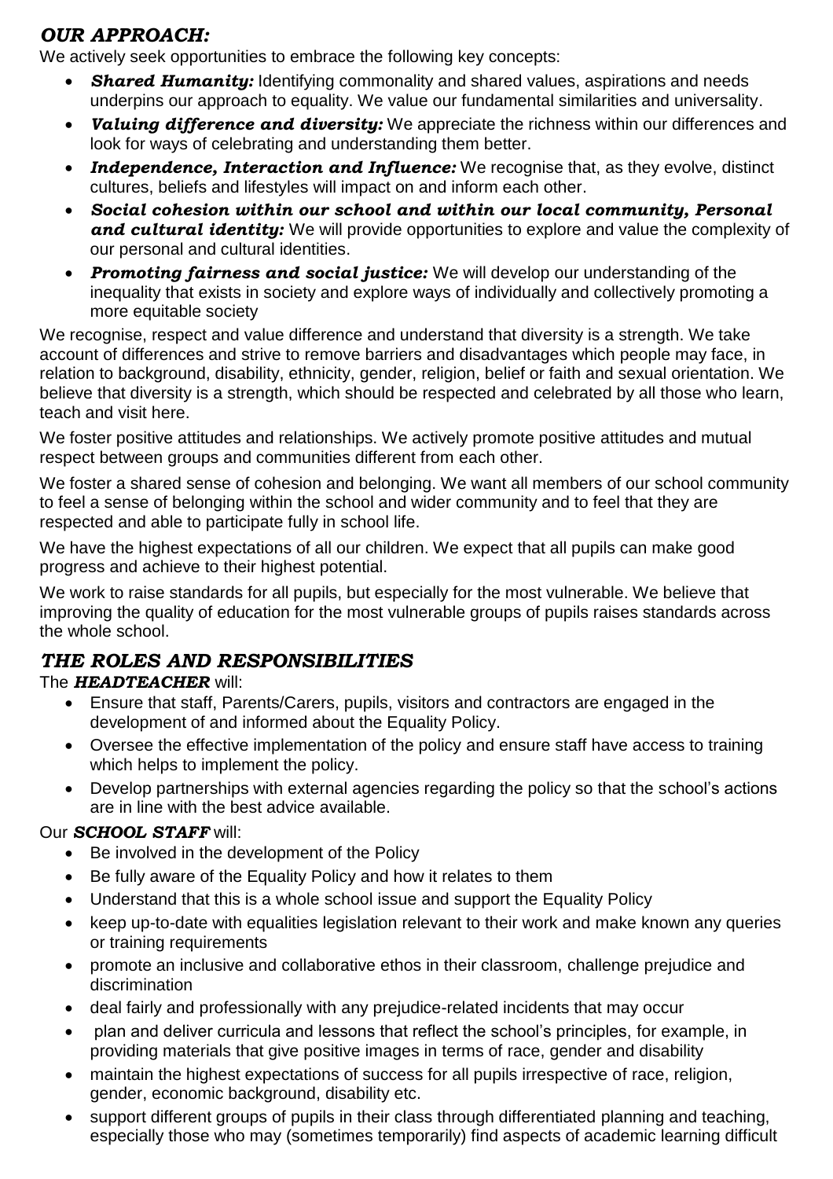## *OUR APPROACH:*

We actively seek opportunities to embrace the following key concepts:

- ***Shared Humanity:*** Identifying commonality and shared values, aspirations and needs underpins our approach to equality. We value our fundamental similarities and universality.
- ***Valuing difference and diversity:*** We appreciate the richness within our differences and look for ways of celebrating and understanding them better.
- ***Independence, Interaction and Influence:*** We recognise that, as they evolve, distinct cultures, beliefs and lifestyles will impact on and inform each other.
- ***Social cohesion within our school and within our local community, Personal and cultural identity:*** We will provide opportunities to explore and value the complexity of our personal and cultural identities.
- ***Promoting fairness and social justice:*** We will develop our understanding of the inequality that exists in society and explore ways of individually and collectively promoting a more equitable society

We recognise, respect and value difference and understand that diversity is a strength. We take account of differences and strive to remove barriers and disadvantages which people may face, in relation to background, disability, ethnicity, gender, religion, belief or faith and sexual orientation. We believe that diversity is a strength, which should be respected and celebrated by all those who learn, teach and visit here.

We foster positive attitudes and relationships. We actively promote positive attitudes and mutual respect between groups and communities different from each other.

We foster a shared sense of cohesion and belonging. We want all members of our school community to feel a sense of belonging within the school and wider community and to feel that they are respected and able to participate fully in school life.

We have the highest expectations of all our children. We expect that all pupils can make good progress and achieve to their highest potential.

We work to raise standards for all pupils, but especially for the most vulnerable. We believe that improving the quality of education for the most vulnerable groups of pupils raises standards across the whole school.

## *THE ROLES AND RESPONSIBILITIES*

The ***HEADTEACHER*** will:

- Ensure that staff, Parents/Carers, pupils, visitors and contractors are engaged in the development of and informed about the Equality Policy.
- Oversee the effective implementation of the policy and ensure staff have access to training which helps to implement the policy.
- Develop partnerships with external agencies regarding the policy so that the school's actions are in line with the best advice available.

Our ***SCHOOL STAFF*** will:

- Be involved in the development of the Policy
- Be fully aware of the Equality Policy and how it relates to them
- Understand that this is a whole school issue and support the Equality Policy
- keep up-to-date with equalities legislation relevant to their work and make known any queries or training requirements
- promote an inclusive and collaborative ethos in their classroom, challenge prejudice and discrimination
- deal fairly and professionally with any prejudice-related incidents that may occur
- plan and deliver curricula and lessons that reflect the school's principles, for example, in providing materials that give positive images in terms of race, gender and disability
- maintain the highest expectations of success for all pupils irrespective of race, religion, gender, economic background, disability etc.
- support different groups of pupils in their class through differentiated planning and teaching, especially those who may (sometimes temporarily) find aspects of academic learning difficult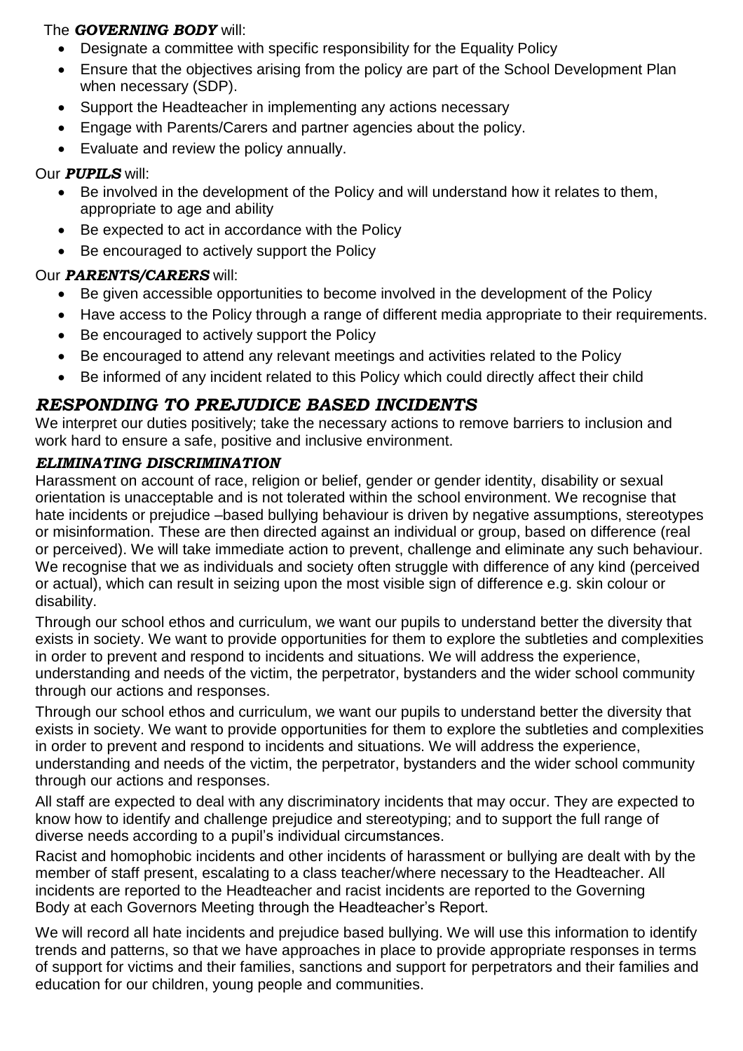The ***GOVERNING BODY*** will:

- Designate a committee with specific responsibility for the Equality Policy
- Ensure that the objectives arising from the policy are part of the School Development Plan when necessary (SDP).
- Support the Headteacher in implementing any actions necessary
- Engage with Parents/Carers and partner agencies about the policy.
- Evaluate and review the policy annually.

Our ***PUPILS*** will:

- Be involved in the development of the Policy and will understand how it relates to them, appropriate to age and ability
- Be expected to act in accordance with the Policy
- Be encouraged to actively support the Policy

Our ***PARENTS/CARERS*** will:

- Be given accessible opportunities to become involved in the development of the Policy
- Have access to the Policy through a range of different media appropriate to their requirements.
- Be encouraged to actively support the Policy
- Be encouraged to attend any relevant meetings and activities related to the Policy
- Be informed of any incident related to this Policy which could directly affect their child

## *RESPONDING TO PREJUDICE BASED INCIDENTS*

We interpret our duties positively; take the necessary actions to remove barriers to inclusion and work hard to ensure a safe, positive and inclusive environment.

### *ELIMINATING DISCRIMINATION*

Harassment on account of race, religion or belief, gender or gender identity, disability or sexual orientation is unacceptable and is not tolerated within the school environment. We recognise that hate incidents or prejudice –based bullying behaviour is driven by negative assumptions, stereotypes or misinformation. These are then directed against an individual or group, based on difference (real or perceived). We will take immediate action to prevent, challenge and eliminate any such behaviour. We recognise that we as individuals and society often struggle with difference of any kind (perceived or actual), which can result in seizing upon the most visible sign of difference e.g. skin colour or disability.

Through our school ethos and curriculum, we want our pupils to understand better the diversity that exists in society. We want to provide opportunities for them to explore the subtleties and complexities in order to prevent and respond to incidents and situations. We will address the experience, understanding and needs of the victim, the perpetrator, bystanders and the wider school community through our actions and responses.

Through our school ethos and curriculum, we want our pupils to understand better the diversity that exists in society. We want to provide opportunities for them to explore the subtleties and complexities in order to prevent and respond to incidents and situations. We will address the experience, understanding and needs of the victim, the perpetrator, bystanders and the wider school community through our actions and responses.

All staff are expected to deal with any discriminatory incidents that may occur. They are expected to know how to identify and challenge prejudice and stereotyping; and to support the full range of diverse needs according to a pupil's individual circumstances.

Racist and homophobic incidents and other incidents of harassment or bullying are dealt with by the member of staff present, escalating to a class teacher/where necessary to the Headteacher. All incidents are reported to the Headteacher and racist incidents are reported to the Governing Body at each Governors Meeting through the Headteacher's Report.

We will record all hate incidents and prejudice based bullying. We will use this information to identify trends and patterns, so that we have approaches in place to provide appropriate responses in terms of support for victims and their families, sanctions and support for perpetrators and their families and education for our children, young people and communities.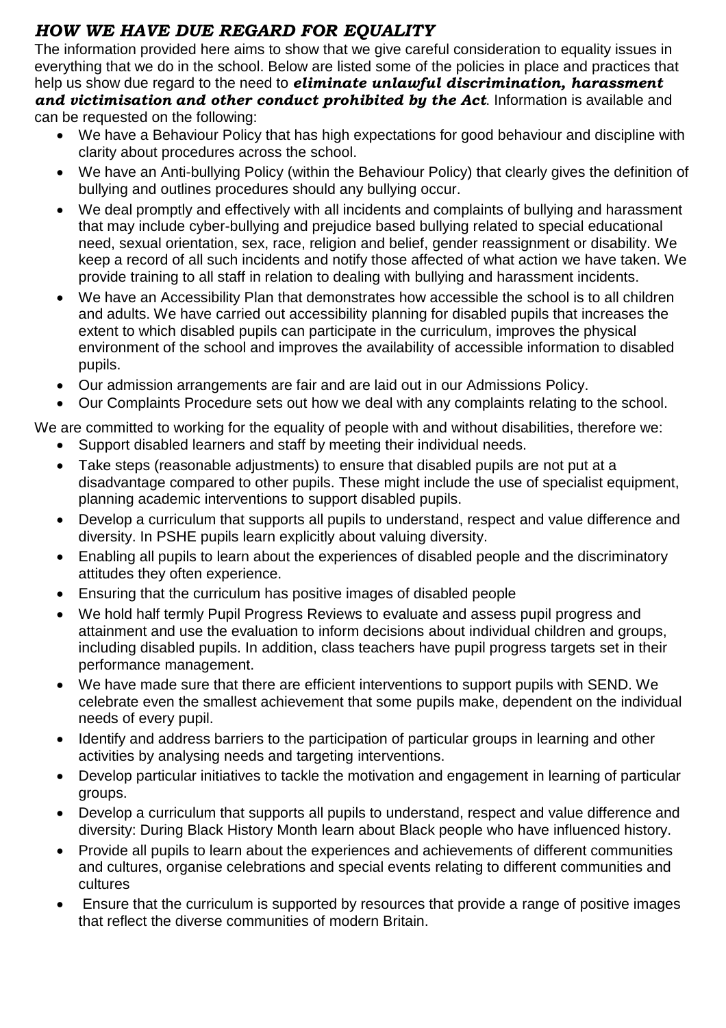## *HOW WE HAVE DUE REGARD FOR EQUALITY*

The information provided here aims to show that we give careful consideration to equality issues in everything that we do in the school. Below are listed some of the policies in place and practices that help us show due regard to the need to ***eliminate unlawful discrimination, harassment and victimisation and other conduct prohibited by the Act***. Information is available and can be requested on the following:

- We have a Behaviour Policy that has high expectations for good behaviour and discipline with clarity about procedures across the school.
- We have an Anti-bullying Policy (within the Behaviour Policy) that clearly gives the definition of bullying and outlines procedures should any bullying occur.
- We deal promptly and effectively with all incidents and complaints of bullying and harassment that may include cyber-bullying and prejudice based bullying related to special educational need, sexual orientation, sex, race, religion and belief, gender reassignment or disability. We keep a record of all such incidents and notify those affected of what action we have taken. We provide training to all staff in relation to dealing with bullying and harassment incidents.
- We have an Accessibility Plan that demonstrates how accessible the school is to all children and adults. We have carried out accessibility planning for disabled pupils that increases the extent to which disabled pupils can participate in the curriculum, improves the physical environment of the school and improves the availability of accessible information to disabled pupils.
- Our admission arrangements are fair and are laid out in our Admissions Policy.
- Our Complaints Procedure sets out how we deal with any complaints relating to the school.

We are committed to working for the equality of people with and without disabilities, therefore we:

- Support disabled learners and staff by meeting their individual needs.
- Take steps (reasonable adjustments) to ensure that disabled pupils are not put at a disadvantage compared to other pupils. These might include the use of specialist equipment, planning academic interventions to support disabled pupils.
- Develop a curriculum that supports all pupils to understand, respect and value difference and diversity. In PSHE pupils learn explicitly about valuing diversity.
- Enabling all pupils to learn about the experiences of disabled people and the discriminatory attitudes they often experience.
- Ensuring that the curriculum has positive images of disabled people
- We hold half termly Pupil Progress Reviews to evaluate and assess pupil progress and attainment and use the evaluation to inform decisions about individual children and groups, including disabled pupils. In addition, class teachers have pupil progress targets set in their performance management.
- We have made sure that there are efficient interventions to support pupils with SEND. We celebrate even the smallest achievement that some pupils make, dependent on the individual needs of every pupil.
- Identify and address barriers to the participation of particular groups in learning and other activities by analysing needs and targeting interventions.
- Develop particular initiatives to tackle the motivation and engagement in learning of particular groups.
- Develop a curriculum that supports all pupils to understand, respect and value difference and diversity: During Black History Month learn about Black people who have influenced history.
- Provide all pupils to learn about the experiences and achievements of different communities and cultures, organise celebrations and special events relating to different communities and cultures
- Ensure that the curriculum is supported by resources that provide a range of positive images that reflect the diverse communities of modern Britain.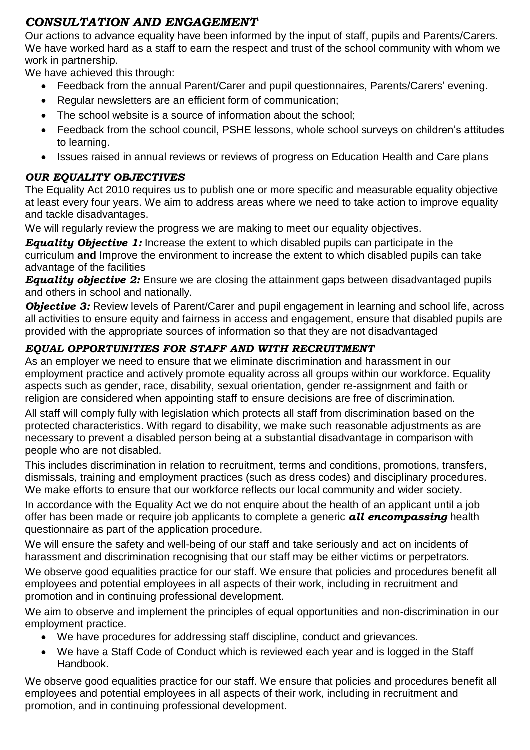## *CONSULTATION AND ENGAGEMENT*

Our actions to advance equality have been informed by the input of staff, pupils and Parents/Carers. We have worked hard as a staff to earn the respect and trust of the school community with whom we work in partnership.

We have achieved this through:

- Feedback from the annual Parent/Carer and pupil questionnaires, Parents/Carers' evening.
- Regular newsletters are an efficient form of communication;
- The school website is a source of information about the school;
- Feedback from the school council, PSHE lessons, whole school surveys on children's attitudes to learning.
- Issues raised in annual reviews or reviews of progress on Education Health and Care plans

### *OUR EQUALITY OBJECTIVES*

The Equality Act 2010 requires us to publish one or more specific and measurable equality objective at least every four years. We aim to address areas where we need to take action to improve equality and tackle disadvantages.

We will regularly review the progress we are making to meet our equality objectives.

***Equality Objective 1:*** Increase the extent to which disabled pupils can participate in the curriculum **and** Improve the environment to increase the extent to which disabled pupils can take advantage of the facilities

***Equality objective 2:*** Ensure we are closing the attainment gaps between disadvantaged pupils and others in school and nationally.

***Objective 3:*** Review levels of Parent/Carer and pupil engagement in learning and school life, across all activities to ensure equity and fairness in access and engagement, ensure that disabled pupils are provided with the appropriate sources of information so that they are not disadvantaged

### *EQUAL OPPORTUNITIES FOR STAFF AND WITH RECRUITMENT*

As an employer we need to ensure that we eliminate discrimination and harassment in our employment practice and actively promote equality across all groups within our workforce. Equality aspects such as gender, race, disability, sexual orientation, gender re-assignment and faith or religion are considered when appointing staff to ensure decisions are free of discrimination.

All staff will comply fully with legislation which protects all staff from discrimination based on the protected characteristics. With regard to disability, we make such reasonable adjustments as are necessary to prevent a disabled person being at a substantial disadvantage in comparison with people who are not disabled.

This includes discrimination in relation to recruitment, terms and conditions, promotions, transfers, dismissals, training and employment practices (such as dress codes) and disciplinary procedures. We make efforts to ensure that our workforce reflects our local community and wider society.

In accordance with the Equality Act we do not enquire about the health of an applicant until a job offer has been made or require job applicants to complete a generic ***all encompassing*** health questionnaire as part of the application procedure.

We will ensure the safety and well-being of our staff and take seriously and act on incidents of harassment and discrimination recognising that our staff may be either victims or perpetrators.

We observe good equalities practice for our staff. We ensure that policies and procedures benefit all employees and potential employees in all aspects of their work, including in recruitment and promotion and in continuing professional development.

We aim to observe and implement the principles of equal opportunities and non-discrimination in our employment practice.

- We have procedures for addressing staff discipline, conduct and grievances.
- We have a Staff Code of Conduct which is reviewed each year and is logged in the Staff Handbook.

We observe good equalities practice for our staff. We ensure that policies and procedures benefit all employees and potential employees in all aspects of their work, including in recruitment and promotion, and in continuing professional development.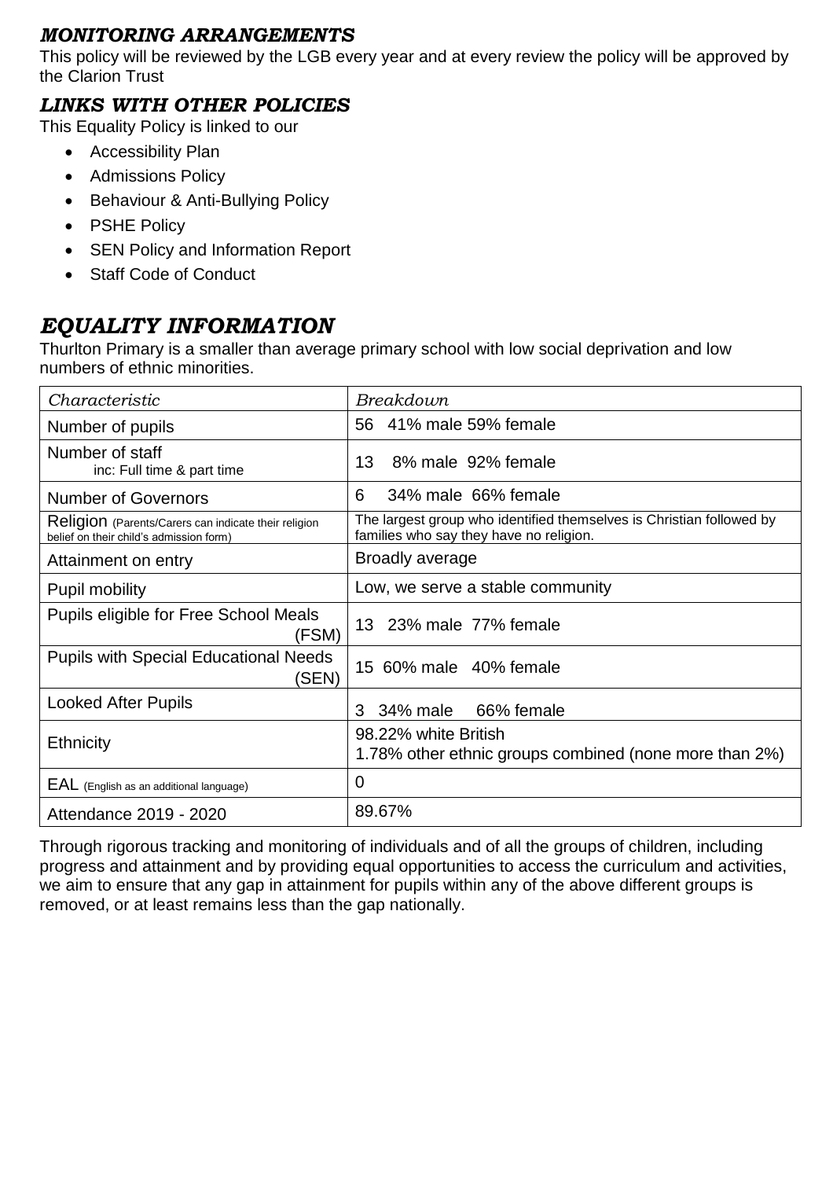### *MONITORING ARRANGEMENTS*

This policy will be reviewed by the LGB every year and at every review the policy will be approved by the Clarion Trust

### *LINKS WITH OTHER POLICIES*

This Equality Policy is linked to our

- Accessibility Plan
- Admissions Policy
- Behaviour & Anti-Bullying Policy
- PSHE Policy
- SEN Policy and Information Report
- Staff Code of Conduct

## *EQUALITY INFORMATION*

Thurlton Primary is a smaller than average primary school with low social deprivation and low numbers of ethnic minorities.

| *Characteristic* | *Breakdown* |
|---|---|
| Number of pupils | 56 41% male 59% female |
| Number of staff inc: Full time & part time | 13 8% male 92% female |
| Number of Governors | 6 34% male 66% female |
| Religion (Parents/Carers can indicate their religion belief on their child's admission form) | The largest group who identified themselves is Christian followed by families who say they have no religion. |
| Attainment on entry | Broadly average |
| Pupil mobility | Low, we serve a stable community |
| Pupils eligible for Free School Meals (FSM) | 13 23% male 77% female |
| Pupils with Special Educational Needs (SEN) | 15 60% male 40% female |
| Looked After Pupils | 3 34% male 66% female |
| Ethnicity | 98.22% white British<br>1.78% other ethnic groups combined (none more than 2%) |
| EAL (English as an additional language) | 0 |
| Attendance 2019 - 2020 | 89.67% |

Through rigorous tracking and monitoring of individuals and of all the groups of children, including progress and attainment and by providing equal opportunities to access the curriculum and activities, we aim to ensure that any gap in attainment for pupils within any of the above different groups is removed, or at least remains less than the gap nationally.